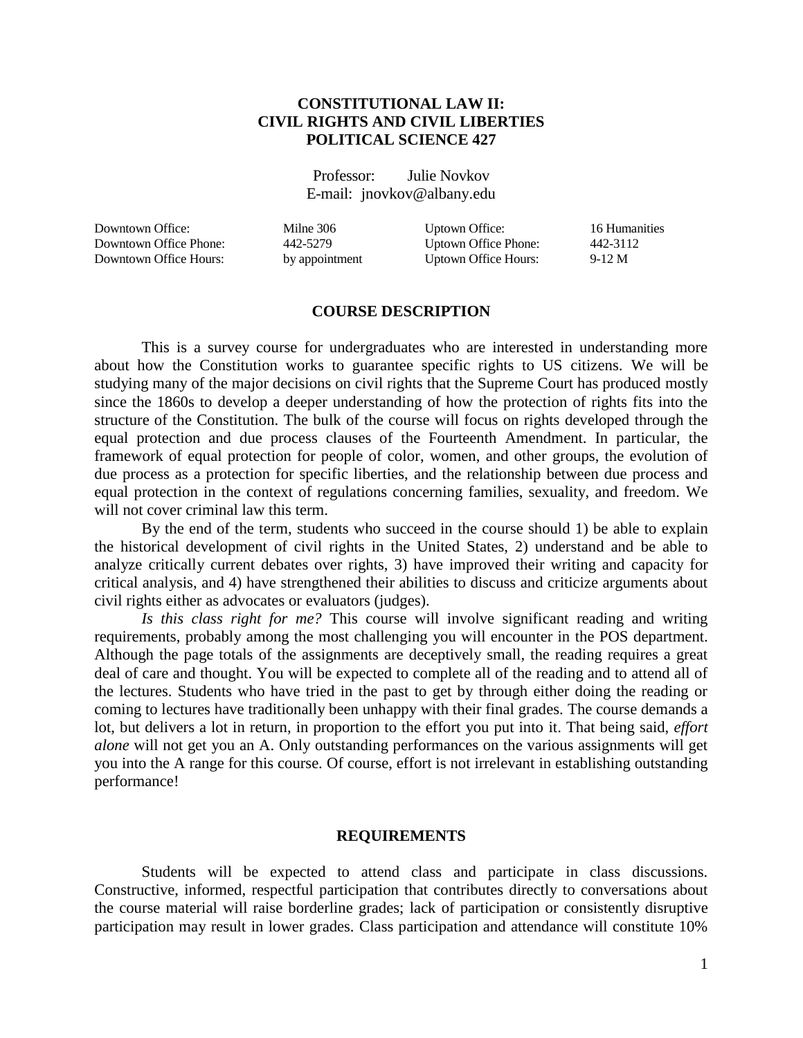# CONSTITUTIONAL LAW II: CIVIL RIGHTS AND CIVIL LIBERTIES POLITICAL SCIENCE 427

Professor: Julie Novkov
E-mail: jnovkov@albany.edu

| | | | |
|---|---|---|---|
| Downtown Office: | Milne 306 | Uptown Office: | 16 Humanities |
| Downtown Office Phone: | 442-5279 | Uptown Office Phone: | 442-3112 |
| Downtown Office Hours: | by appointment | Uptown Office Hours: | 9-12 M |

## COURSE DESCRIPTION

This is a survey course for undergraduates who are interested in understanding more about how the Constitution works to guarantee specific rights to US citizens. We will be studying many of the major decisions on civil rights that the Supreme Court has produced mostly since the 1860s to develop a deeper understanding of how the protection of rights fits into the structure of the Constitution. The bulk of the course will focus on rights developed through the equal protection and due process clauses of the Fourteenth Amendment. In particular, the framework of equal protection for people of color, women, and other groups, the evolution of due process as a protection for specific liberties, and the relationship between due process and equal protection in the context of regulations concerning families, sexuality, and freedom. We will not cover criminal law this term.

By the end of the term, students who succeed in the course should 1) be able to explain the historical development of civil rights in the United States, 2) understand and be able to analyze critically current debates over rights, 3) have improved their writing and capacity for critical analysis, and 4) have strengthened their abilities to discuss and criticize arguments about civil rights either as advocates or evaluators (judges).

*Is this class right for me?* This course will involve significant reading and writing requirements, probably among the most challenging you will encounter in the POS department. Although the page totals of the assignments are deceptively small, the reading requires a great deal of care and thought. You will be expected to complete all of the reading and to attend all of the lectures. Students who have tried in the past to get by through either doing the reading or coming to lectures have traditionally been unhappy with their final grades. The course demands a lot, but delivers a lot in return, in proportion to the effort you put into it. That being said, *effort alone* will not get you an A. Only outstanding performances on the various assignments will get you into the A range for this course. Of course, effort is not irrelevant in establishing outstanding performance!

## REQUIREMENTS

Students will be expected to attend class and participate in class discussions. Constructive, informed, respectful participation that contributes directly to conversations about the course material will raise borderline grades; lack of participation or consistently disruptive participation may result in lower grades. Class participation and attendance will constitute 10%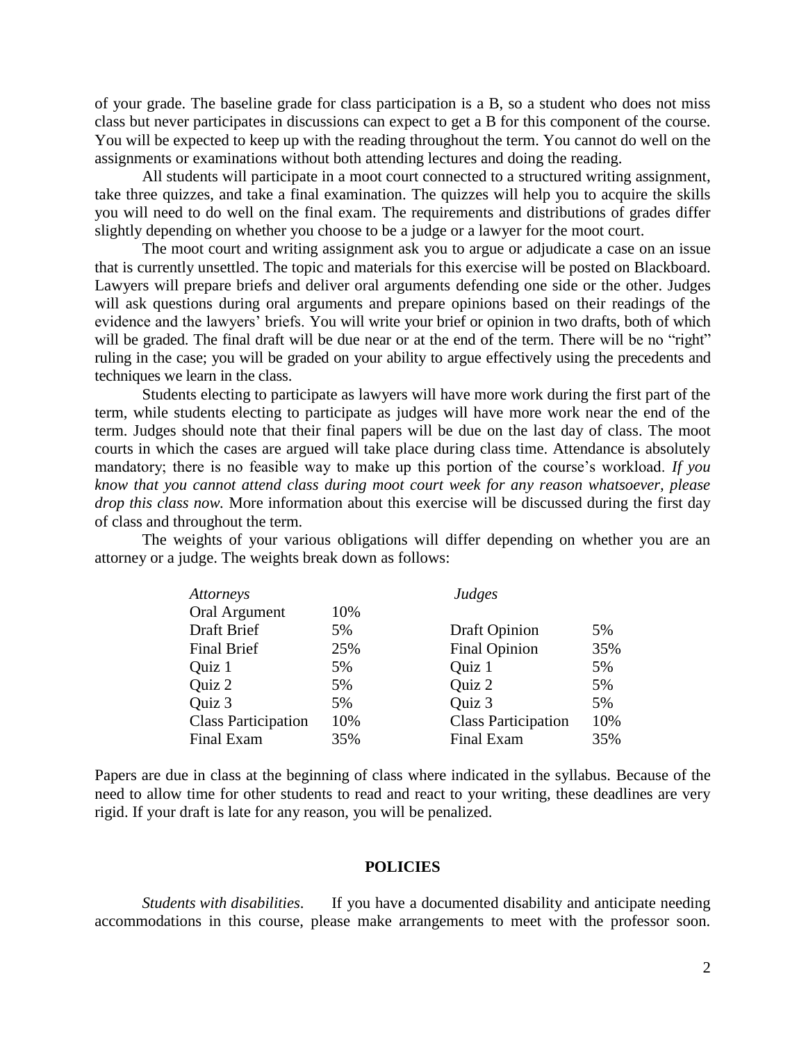of your grade. The baseline grade for class participation is a B, so a student who does not miss class but never participates in discussions can expect to get a B for this component of the course. You will be expected to keep up with the reading throughout the term. You cannot do well on the assignments or examinations without both attending lectures and doing the reading.

All students will participate in a moot court connected to a structured writing assignment, take three quizzes, and take a final examination. The quizzes will help you to acquire the skills you will need to do well on the final exam. The requirements and distributions of grades differ slightly depending on whether you choose to be a judge or a lawyer for the moot court.

The moot court and writing assignment ask you to argue or adjudicate a case on an issue that is currently unsettled. The topic and materials for this exercise will be posted on Blackboard. Lawyers will prepare briefs and deliver oral arguments defending one side or the other. Judges will ask questions during oral arguments and prepare opinions based on their readings of the evidence and the lawyers' briefs. You will write your brief or opinion in two drafts, both of which will be graded. The final draft will be due near or at the end of the term. There will be no "right" ruling in the case; you will be graded on your ability to argue effectively using the precedents and techniques we learn in the class.

Students electing to participate as lawyers will have more work during the first part of the term, while students electing to participate as judges will have more work near the end of the term. Judges should note that their final papers will be due on the last day of class. The moot courts in which the cases are argued will take place during class time. Attendance is absolutely mandatory; there is no feasible way to make up this portion of the course's workload. *If you know that you cannot attend class during moot court week for any reason whatsoever, please drop this class now.* More information about this exercise will be discussed during the first day of class and throughout the term.

The weights of your various obligations will differ depending on whether you are an attorney or a judge. The weights break down as follows:

| *Attorneys* | | *Judges* | |
|---|---|---|---|
| Oral Argument | 10% | | |
| Draft Brief | 5% | Draft Opinion | 5% |
| Final Brief | 25% | Final Opinion | 35% |
| Quiz 1 | 5% | Quiz 1 | 5% |
| Quiz 2 | 5% | Quiz 2 | 5% |
| Quiz 3 | 5% | Quiz 3 | 5% |
| Class Participation | 10% | Class Participation | 10% |
| Final Exam | 35% | Final Exam | 35% |

Papers are due in class at the beginning of class where indicated in the syllabus. Because of the need to allow time for other students to read and react to your writing, these deadlines are very rigid. If your draft is late for any reason, you will be penalized.

## POLICIES

*Students with disabilities*. If you have a documented disability and anticipate needing accommodations in this course, please make arrangements to meet with the professor soon.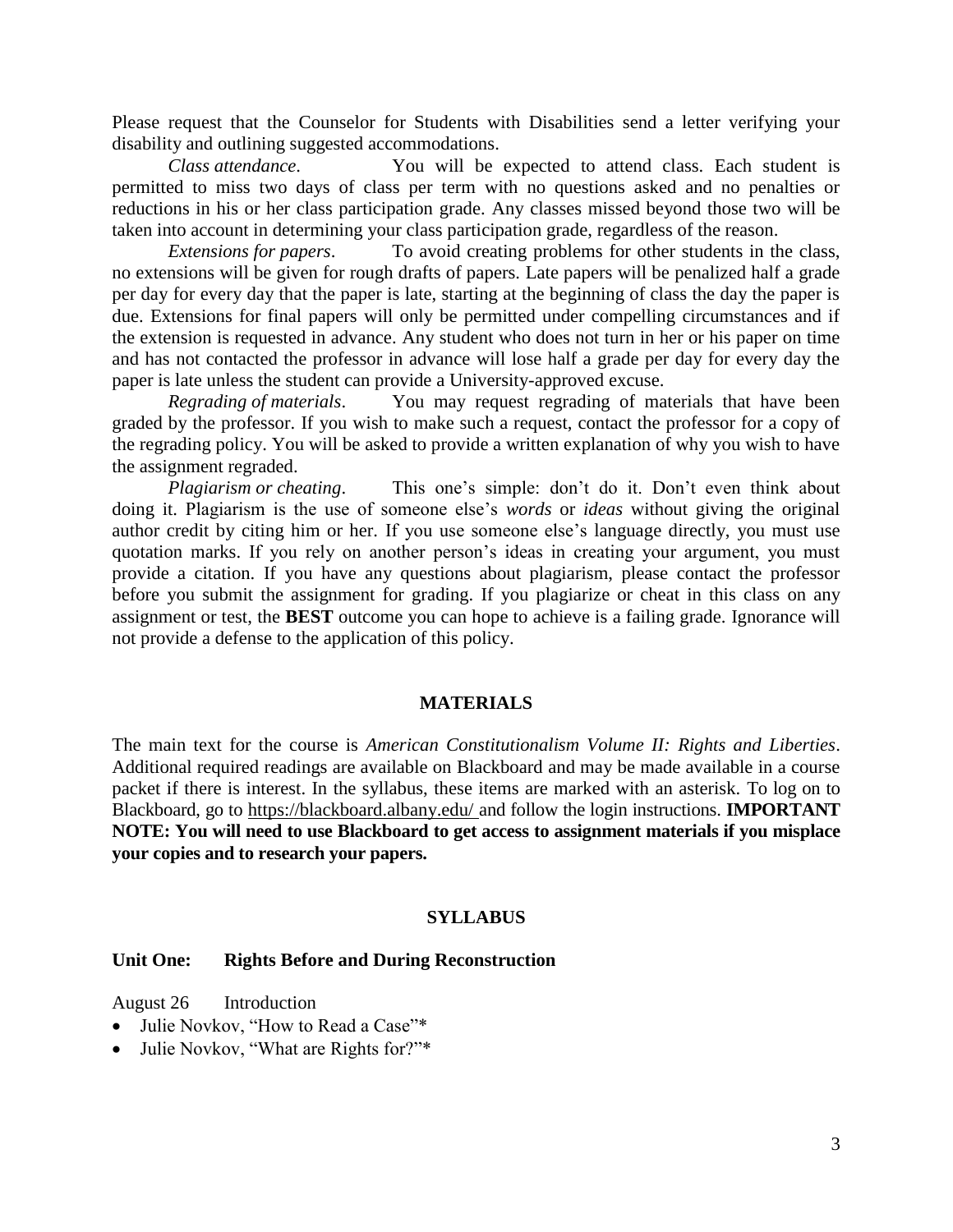Please request that the Counselor for Students with Disabilities send a letter verifying your disability and outlining suggested accommodations.

*Class attendance*. You will be expected to attend class. Each student is permitted to miss two days of class per term with no questions asked and no penalties or reductions in his or her class participation grade. Any classes missed beyond those two will be taken into account in determining your class participation grade, regardless of the reason.

*Extensions for papers*. To avoid creating problems for other students in the class, no extensions will be given for rough drafts of papers. Late papers will be penalized half a grade per day for every day that the paper is late, starting at the beginning of class the day the paper is due. Extensions for final papers will only be permitted under compelling circumstances and if the extension is requested in advance. Any student who does not turn in her or his paper on time and has not contacted the professor in advance will lose half a grade per day for every day the paper is late unless the student can provide a University-approved excuse.

*Regrading of materials*. You may request regrading of materials that have been graded by the professor. If you wish to make such a request, contact the professor for a copy of the regrading policy. You will be asked to provide a written explanation of why you wish to have the assignment regraded.

*Plagiarism or cheating*. This one's simple: don't do it. Don't even think about doing it. Plagiarism is the use of someone else's *words* or *ideas* without giving the original author credit by citing him or her. If you use someone else's language directly, you must use quotation marks. If you rely on another person's ideas in creating your argument, you must provide a citation. If you have any questions about plagiarism, please contact the professor before you submit the assignment for grading. If you plagiarize or cheat in this class on any assignment or test, the **BEST** outcome you can hope to achieve is a failing grade. Ignorance will not provide a defense to the application of this policy.

## MATERIALS

The main text for the course is *American Constitutionalism Volume II: Rights and Liberties*. Additional required readings are available on Blackboard and may be made available in a course packet if there is interest. In the syllabus, these items are marked with an asterisk. To log on to Blackboard, go to https://blackboard.albany.edu/ and follow the login instructions. **IMPORTANT NOTE: You will need to use Blackboard to get access to assignment materials if you misplace your copies and to research your papers.**

## SYLLABUS

### Unit One: Rights Before and During Reconstruction

August 26 Introduction

- Julie Novkov, "How to Read a Case"*
- Julie Novkov, "What are Rights for?"*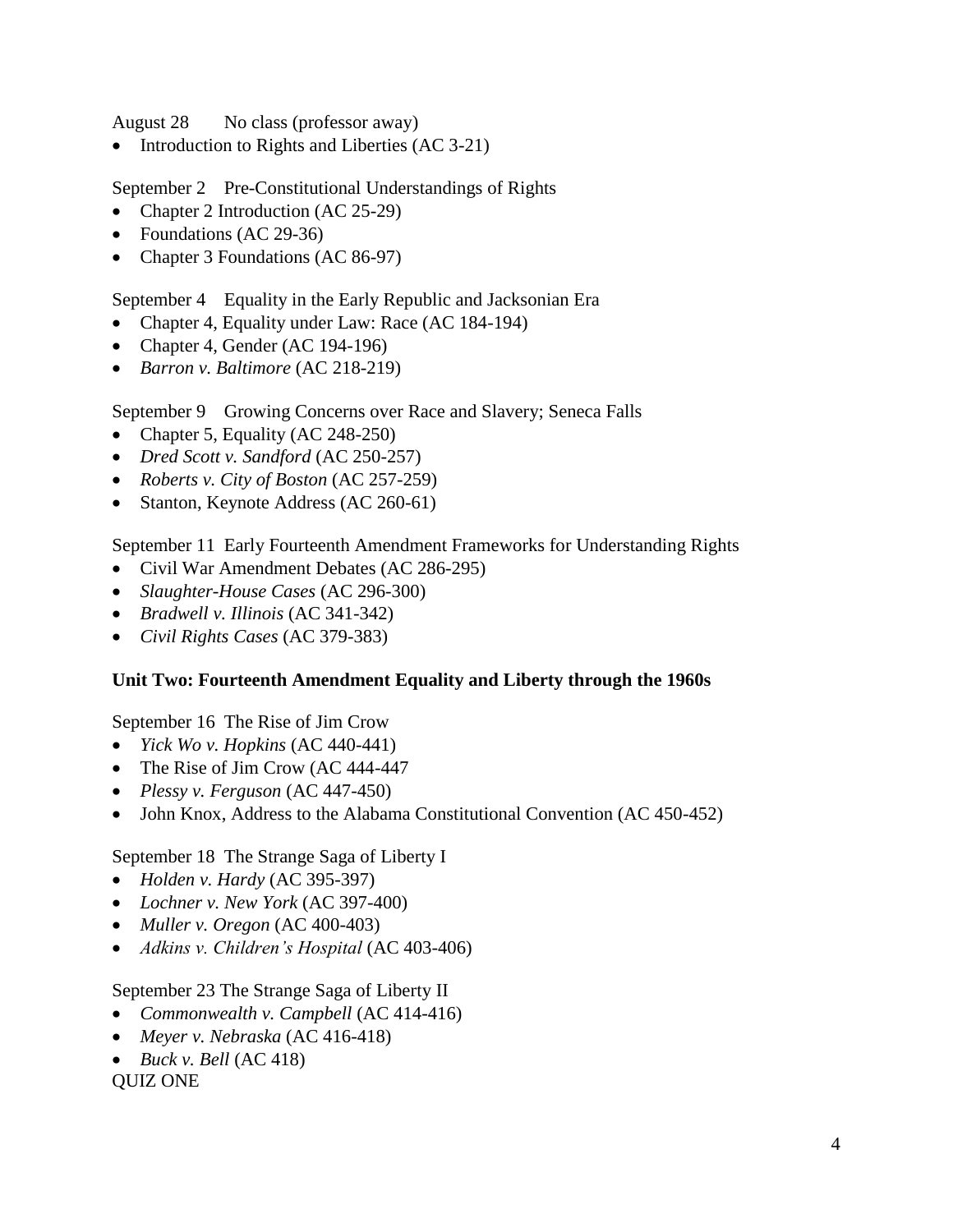August 28 No class (professor away)

- Introduction to Rights and Liberties (AC 3-21)

September 2 Pre-Constitutional Understandings of Rights

- Chapter 2 Introduction (AC 25-29)
- Foundations (AC 29-36)
- Chapter 3 Foundations (AC 86-97)

September 4 Equality in the Early Republic and Jacksonian Era

- Chapter 4, Equality under Law: Race (AC 184-194)
- Chapter 4, Gender (AC 194-196)
- *Barron v. Baltimore* (AC 218-219)

September 9 Growing Concerns over Race and Slavery; Seneca Falls

- Chapter 5, Equality (AC 248-250)
- *Dred Scott v. Sandford* (AC 250-257)
- *Roberts v. City of Boston* (AC 257-259)
- Stanton, Keynote Address (AC 260-61)

September 11 Early Fourteenth Amendment Frameworks for Understanding Rights

- Civil War Amendment Debates (AC 286-295)
- *Slaughter-House Cases* (AC 296-300)
- *Bradwell v. Illinois* (AC 341-342)
- *Civil Rights Cases* (AC 379-383)

**Unit Two: Fourteenth Amendment Equality and Liberty through the 1960s**

September 16 The Rise of Jim Crow

- *Yick Wo v. Hopkins* (AC 440-441)
- The Rise of Jim Crow (AC 444-447
- *Plessy v. Ferguson* (AC 447-450)
- John Knox, Address to the Alabama Constitutional Convention (AC 450-452)

September 18 The Strange Saga of Liberty I

- *Holden v. Hardy* (AC 395-397)
- *Lochner v. New York* (AC 397-400)
- *Muller v. Oregon* (AC 400-403)
- *Adkins v. Children's Hospital* (AC 403-406)

September 23 The Strange Saga of Liberty II

- *Commonwealth v. Campbell* (AC 414-416)
- *Meyer v. Nebraska* (AC 416-418)
- *Buck v. Bell* (AC 418)

QUIZ ONE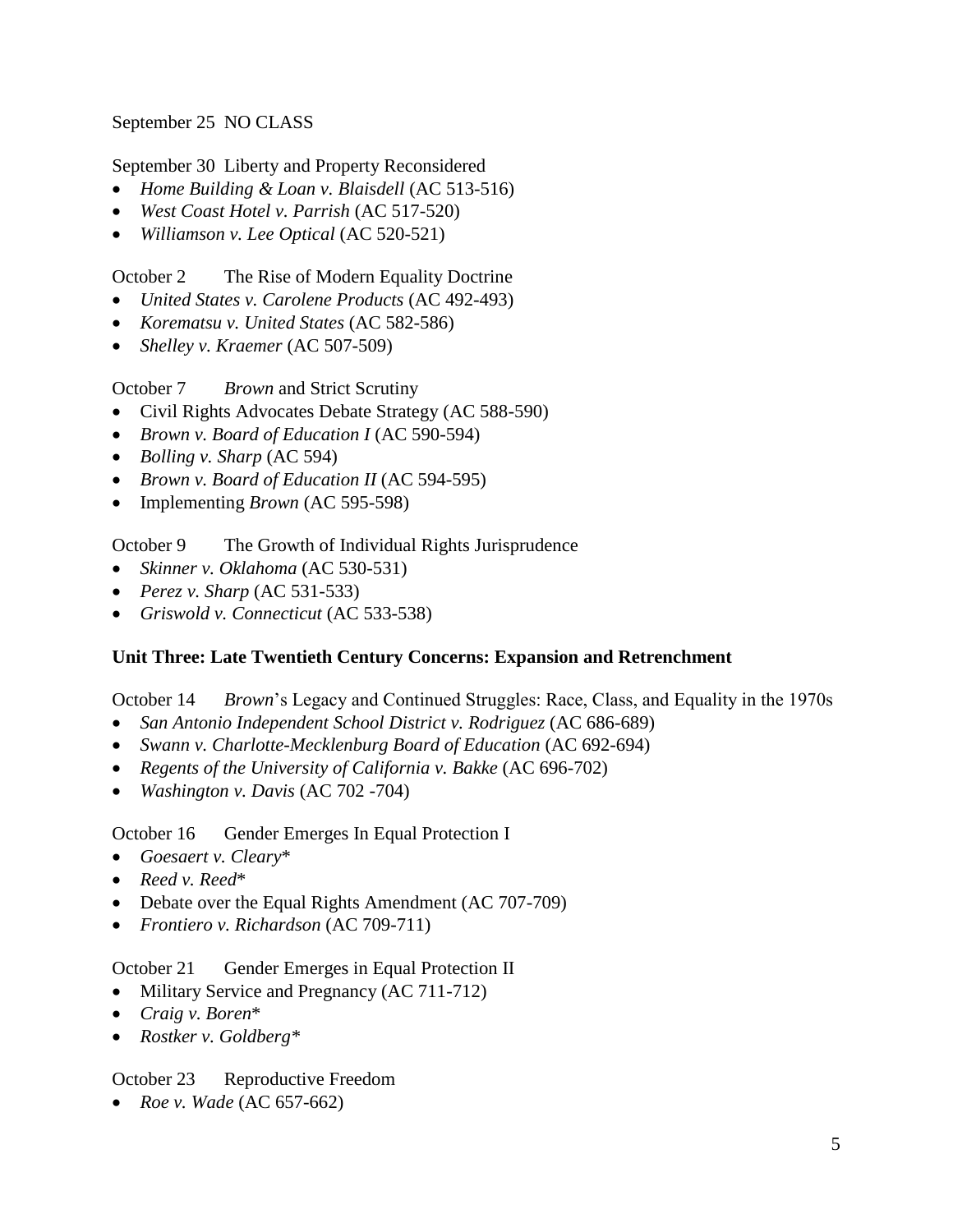September 25  NO CLASS

September 30  Liberty and Property Reconsidered

- *Home Building & Loan v. Blaisdell* (AC 513-516)
- *West Coast Hotel v. Parrish* (AC 517-520)
- *Williamson v. Lee Optical* (AC 520-521)

October 2  The Rise of Modern Equality Doctrine

- *United States v. Carolene Products* (AC 492-493)
- *Korematsu v. United States* (AC 582-586)
- *Shelley v. Kraemer* (AC 507-509)

October 7  *Brown* and Strict Scrutiny

- Civil Rights Advocates Debate Strategy (AC 588-590)
- *Brown v. Board of Education I* (AC 590-594)
- *Bolling v. Sharp* (AC 594)
- *Brown v. Board of Education II* (AC 594-595)
- Implementing *Brown* (AC 595-598)

October 9  The Growth of Individual Rights Jurisprudence

- *Skinner v. Oklahoma* (AC 530-531)
- *Perez v. Sharp* (AC 531-533)
- *Griswold v. Connecticut* (AC 533-538)

**Unit Three: Late Twentieth Century Concerns: Expansion and Retrenchment**

October 14  *Brown*'s Legacy and Continued Struggles: Race, Class, and Equality in the 1970s

- *San Antonio Independent School District v. Rodriguez* (AC 686-689)
- *Swann v. Charlotte-Mecklenburg Board of Education* (AC 692-694)
- *Regents of the University of California v. Bakke* (AC 696-702)
- *Washington v. Davis* (AC 702 -704)

October 16  Gender Emerges In Equal Protection I

- *Goesaert v. Cleary**
- *Reed v. Reed**
- Debate over the Equal Rights Amendment (AC 707-709)
- *Frontiero v. Richardson* (AC 709-711)

October 21  Gender Emerges in Equal Protection II

- Military Service and Pregnancy (AC 711-712)
- *Craig v. Boren**
- *Rostker v. Goldberg**

October 23  Reproductive Freedom

- *Roe v. Wade* (AC 657-662)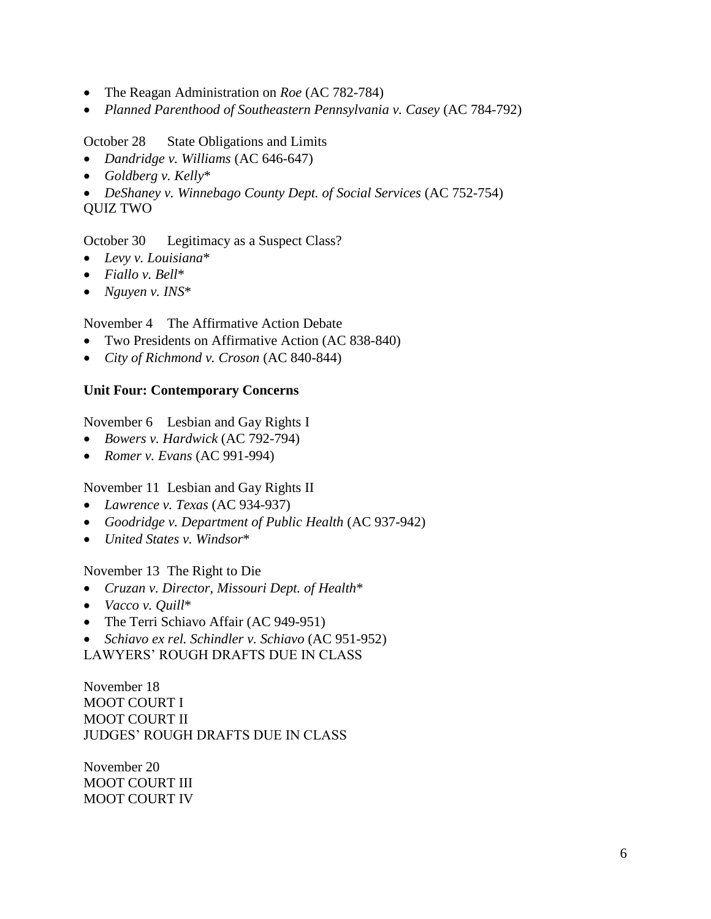- The Reagan Administration on *Roe* (AC 782-784)
- *Planned Parenthood of Southeastern Pennsylvania v. Casey* (AC 784-792)

October 28 State Obligations and Limits

- *Dandridge v. Williams* (AC 646-647)
- *Goldberg v. Kelly**
- *DeShaney v. Winnebago County Dept. of Social Services* (AC 752-754)

QUIZ TWO

October 30 Legitimacy as a Suspect Class?

- *Levy v. Louisiana**
- *Fiallo v. Bell**
- *Nguyen v. INS**

November 4 The Affirmative Action Debate

- Two Presidents on Affirmative Action (AC 838-840)
- *City of Richmond v. Croson* (AC 840-844)

**Unit Four: Contemporary Concerns**

November 6 Lesbian and Gay Rights I

- *Bowers v. Hardwick* (AC 792-794)
- *Romer v. Evans* (AC 991-994)

November 11 Lesbian and Gay Rights II

- *Lawrence v. Texas* (AC 934-937)
- *Goodridge v. Department of Public Health* (AC 937-942)
- *United States v. Windsor**

November 13 The Right to Die

- *Cruzan v. Director, Missouri Dept. of Health**
- *Vacco v. Quill**
- The Terri Schiavo Affair (AC 949-951)
- *Schiavo ex rel. Schindler v. Schiavo* (AC 951-952)

LAWYERS' ROUGH DRAFTS DUE IN CLASS

November 18
MOOT COURT I
MOOT COURT II
JUDGES' ROUGH DRAFTS DUE IN CLASS

November 20
MOOT COURT III
MOOT COURT IV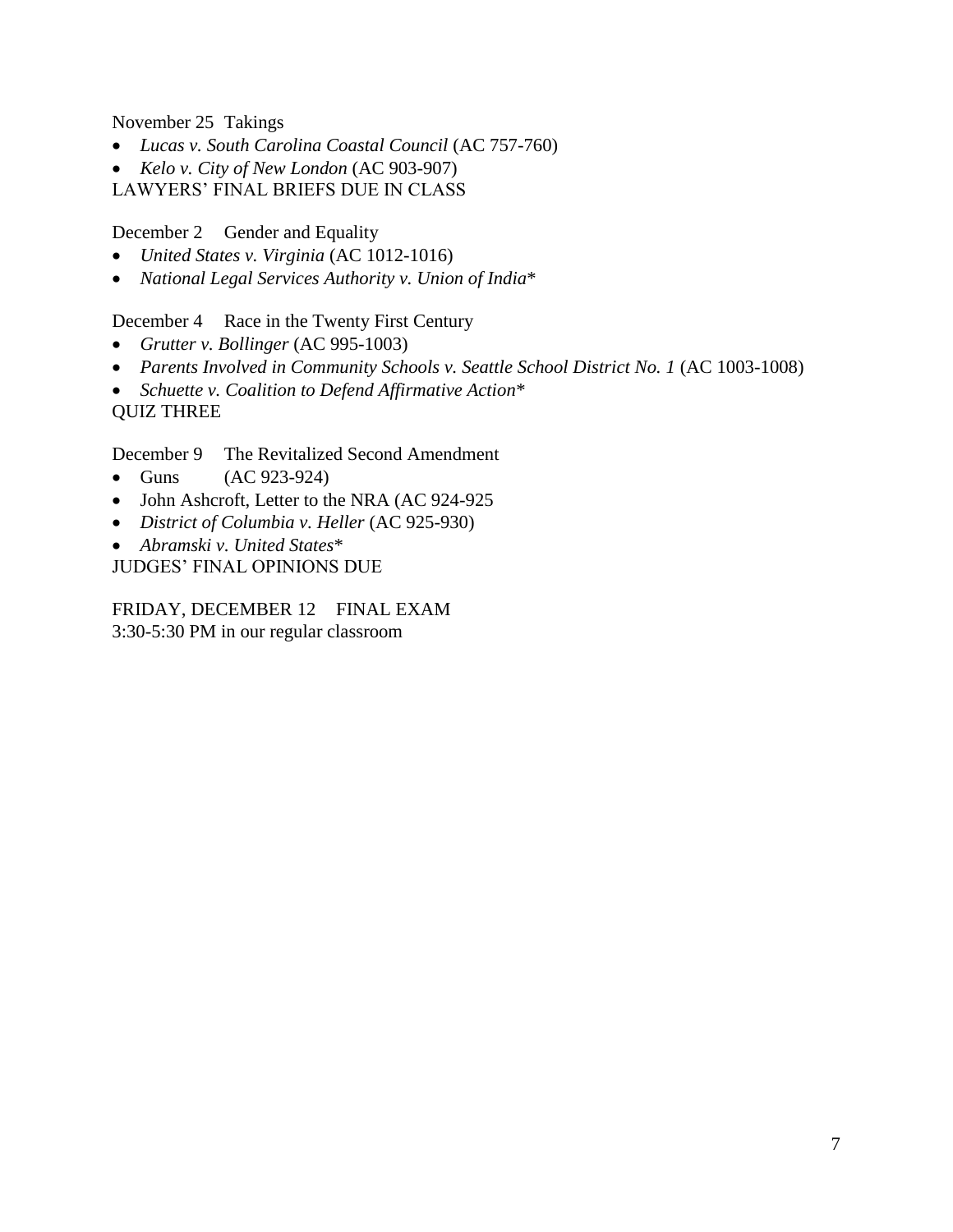November 25 Takings

- *Lucas v. South Carolina Coastal Council* (AC 757-760)
- *Kelo v. City of New London* (AC 903-907)

LAWYERS' FINAL BRIEFS DUE IN CLASS

December 2 Gender and Equality

- *United States v. Virginia* (AC 1012-1016)
- *National Legal Services Authority v. Union of India**

December 4 Race in the Twenty First Century

- *Grutter v. Bollinger* (AC 995-1003)
- *Parents Involved in Community Schools v. Seattle School District No. 1* (AC 1003-1008)
- *Schuette v. Coalition to Defend Affirmative Action**

QUIZ THREE

December 9 The Revitalized Second Amendment

- Guns (AC 923-924)
- John Ashcroft, Letter to the NRA (AC 924-925
- *District of Columbia v. Heller* (AC 925-930)
- *Abramski v. United States**

JUDGES' FINAL OPINIONS DUE

FRIDAY, DECEMBER 12 FINAL EXAM
3:30-5:30 PM in our regular classroom